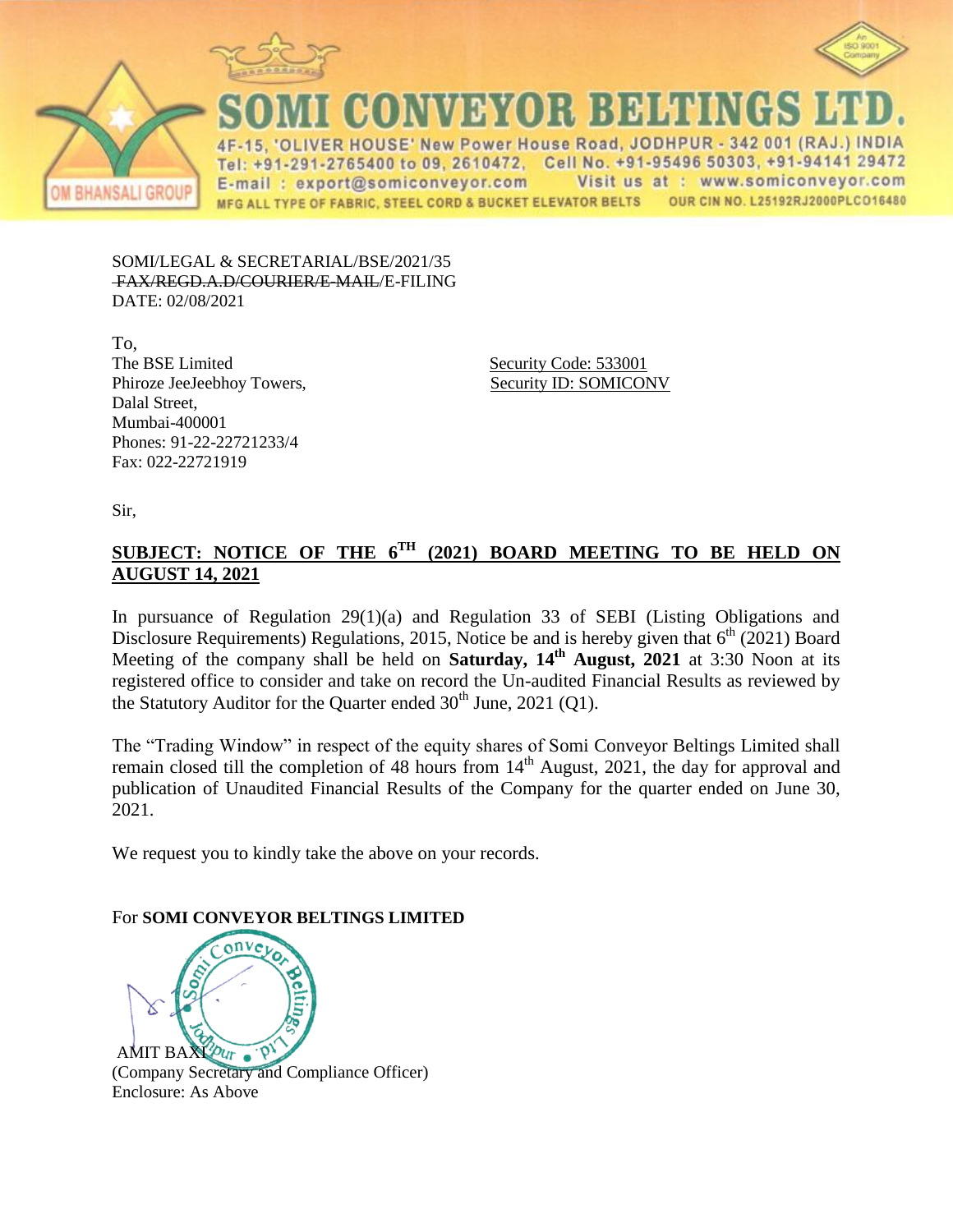# SOMI CONVEYOR BELTINGS LTD.

4F-15, 'OLIVER HOUSE' New Power House Road, JODHPUR - 342 001 (RAJ.) INDIA
Tel: +91-291-2765400 to 09, 2610472, Cell No. +91-95496 50303, +91-94141 29472
E-mail : export@somiconveyor.com Visit us at : www.somiconveyor.com
MFG ALL TYPE OF FABRIC, STEEL CORD & BUCKET ELEVATOR BELTS OUR CIN NO. L25192RJ2000PLCO16480

SOMI/LEGAL & SECRETARIAL/BSE/2021/35
~~FAX/REGD.A.D/COURIER/E-MAIL~~/E-FILING
DATE: 02/08/2021

To,
The BSE Limited
Phiroze JeeJeebhoy Towers,
Dalal Street,
Mumbai-400001
Phones: 91-22-22721233/4
Fax: 022-22721919

Security Code: 533001
Security ID: SOMICONV

Sir,

**SUBJECT: NOTICE OF THE 6TH (2021) BOARD MEETING TO BE HELD ON AUGUST 14, 2021**

In pursuance of Regulation 29(1)(a) and Regulation 33 of SEBI (Listing Obligations and Disclosure Requirements) Regulations, 2015, Notice be and is hereby given that 6th (2021) Board Meeting of the company shall be held on **Saturday, 14th August, 2021** at 3:30 Noon at its registered office to consider and take on record the Un-audited Financial Results as reviewed by the Statutory Auditor for the Quarter ended 30th June, 2021 (Q1).

The "Trading Window" in respect of the equity shares of Somi Conveyor Beltings Limited shall remain closed till the completion of 48 hours from 14th August, 2021, the day for approval and publication of Unaudited Financial Results of the Company for the quarter ended on June 30, 2021.

We request you to kindly take the above on your records.

For **SOMI CONVEYOR BELTINGS LIMITED**

AMIT BAXI
(Company Secretary and Compliance Officer)
Enclosure: As Above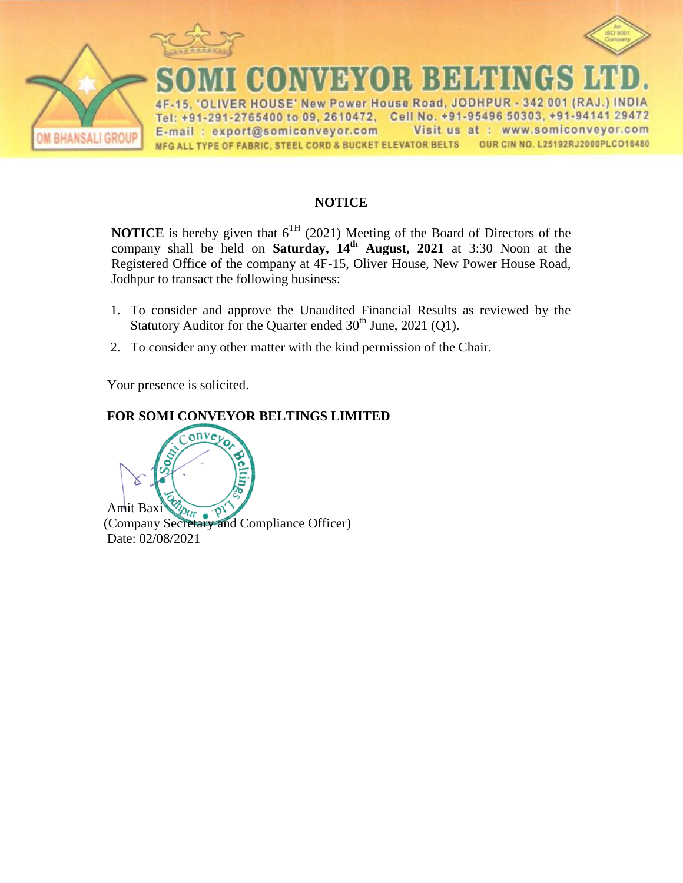# SOMI CONVEYOR BELTINGS LTD.

4F-15, 'OLIVER HOUSE' New Power House Road, JODHPUR - 342 001 (RAJ.) INDIA
Tel: +91-291-2765400 to 09, 2610472, Cell No. +91-95496 50303, +91-94141 29472
E-mail : export@somiconveyor.com Visit us at : www.somiconveyor.com
MFG ALL TYPE OF FABRIC, STEEL CORD & BUCKET ELEVATOR BELTS OUR CIN NO. L25192RJ2000PLC016480

OM BHANSALI GROUP

## NOTICE

**NOTICE** is hereby given that 6TH (2021) Meeting of the Board of Directors of the company shall be held on **Saturday, 14th August, 2021** at 3:30 Noon at the Registered Office of the company at 4F-15, Oliver House, New Power House Road, Jodhpur to transact the following business:

1. To consider and approve the Unaudited Financial Results as reviewed by the Statutory Auditor for the Quarter ended 30th June, 2021 (Q1).
2. To consider any other matter with the kind permission of the Chair.

Your presence is solicited.

**FOR SOMI CONVEYOR BELTINGS LIMITED**

Amit Baxi
(Company Secretary and Compliance Officer)
Date: 02/08/2021